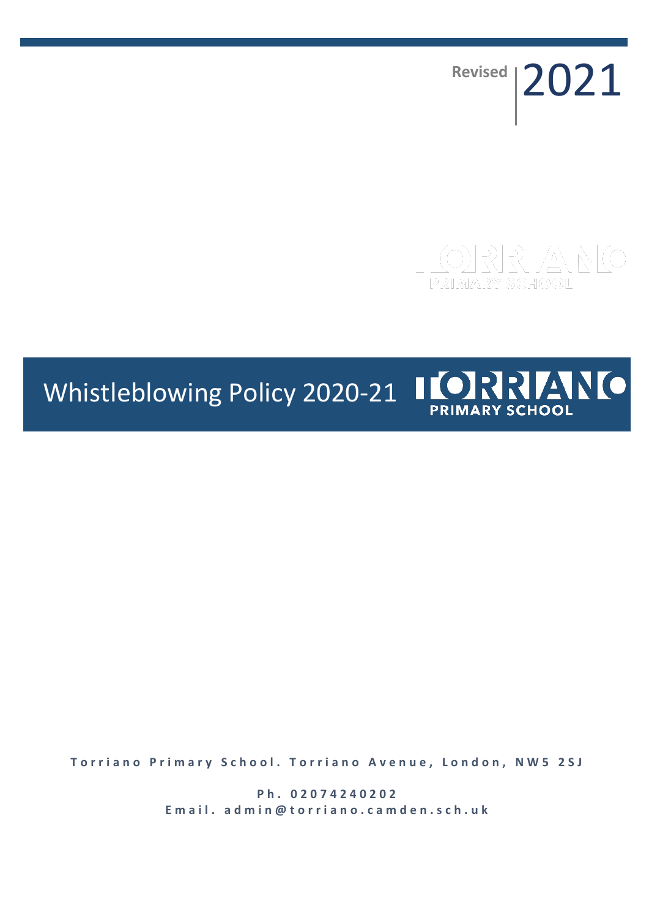Revised 2021

# Whistleblowing Policy 2020-21

TORRIANO PRIMARY SCHOOL

**Torriano Primary School. Torriano Avenue, London, NW5 2SJ**

**Ph. 02074240202**
**Email. admin@torriano.camden.sch.uk**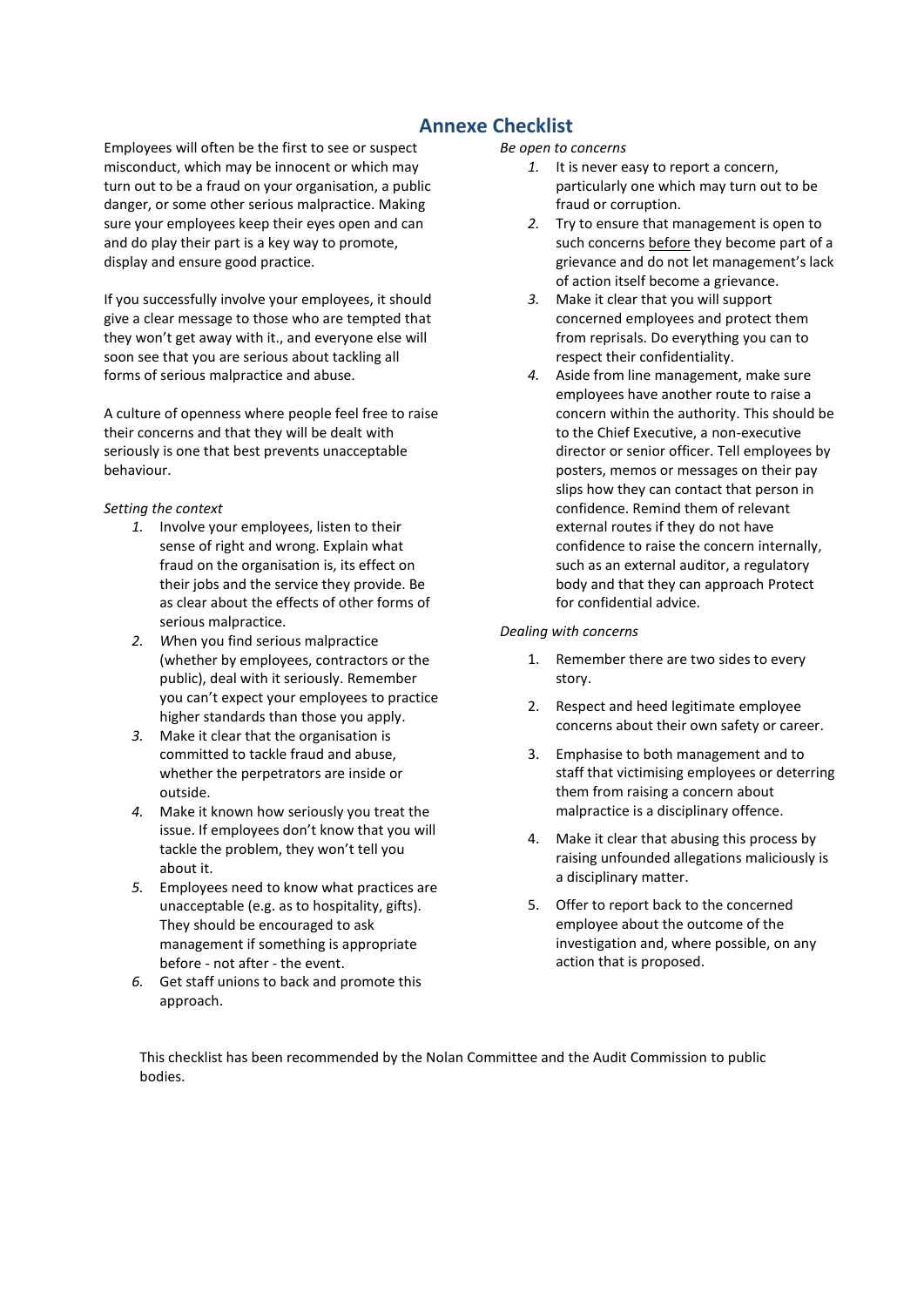## Annexe Checklist

Employees will often be the first to see or suspect misconduct, which may be innocent or which may turn out to be a fraud on your organisation, a public danger, or some other serious malpractice. Making sure your employees keep their eyes open and can and do play their part is a key way to promote, display and ensure good practice.

If you successfully involve your employees, it should give a clear message to those who are tempted that they won't get away with it., and everyone else will soon see that you are serious about tackling all forms of serious malpractice and abuse.

A culture of openness where people feel free to raise their concerns and that they will be dealt with seriously is one that best prevents unacceptable behaviour.

*Setting the context*

1. Involve your employees, listen to their sense of right and wrong. Explain what fraud on the organisation is, its effect on their jobs and the service they provide. Be as clear about the effects of other forms of serious malpractice.
2. When you find serious malpractice (whether by employees, contractors or the public), deal with it seriously. Remember you can't expect your employees to practice higher standards than those you apply.
3. Make it clear that the organisation is committed to tackle fraud and abuse, whether the perpetrators are inside or outside.
4. Make it known how seriously you treat the issue. If employees don't know that you will tackle the problem, they won't tell you about it.
5. Employees need to know what practices are unacceptable (e.g. as to hospitality, gifts). They should be encouraged to ask management if something is appropriate before - not after - the event.
6. Get staff unions to back and promote this approach.

*Be open to concerns*

1. It is never easy to report a concern, particularly one which may turn out to be fraud or corruption.
2. Try to ensure that management is open to such concerns <u>before</u> they become part of a grievance and do not let management's lack of action itself become a grievance.
3. Make it clear that you will support concerned employees and protect them from reprisals. Do everything you can to respect their confidentiality.
4. Aside from line management, make sure employees have another route to raise a concern within the authority. This should be to the Chief Executive, a non-executive director or senior officer. Tell employees by posters, memos or messages on their pay slips how they can contact that person in confidence. Remind them of relevant external routes if they do not have confidence to raise the concern internally, such as an external auditor, a regulatory body and that they can approach Protect for confidential advice.

*Dealing with concerns*

1. Remember there are two sides to every story.
2. Respect and heed legitimate employee concerns about their own safety or career.
3. Emphasise to both management and to staff that victimising employees or deterring them from raising a concern about malpractice is a disciplinary offence.
4. Make it clear that abusing this process by raising unfounded allegations maliciously is a disciplinary matter.
5. Offer to report back to the concerned employee about the outcome of the investigation and, where possible, on any action that is proposed.

This checklist has been recommended by the Nolan Committee and the Audit Commission to public bodies.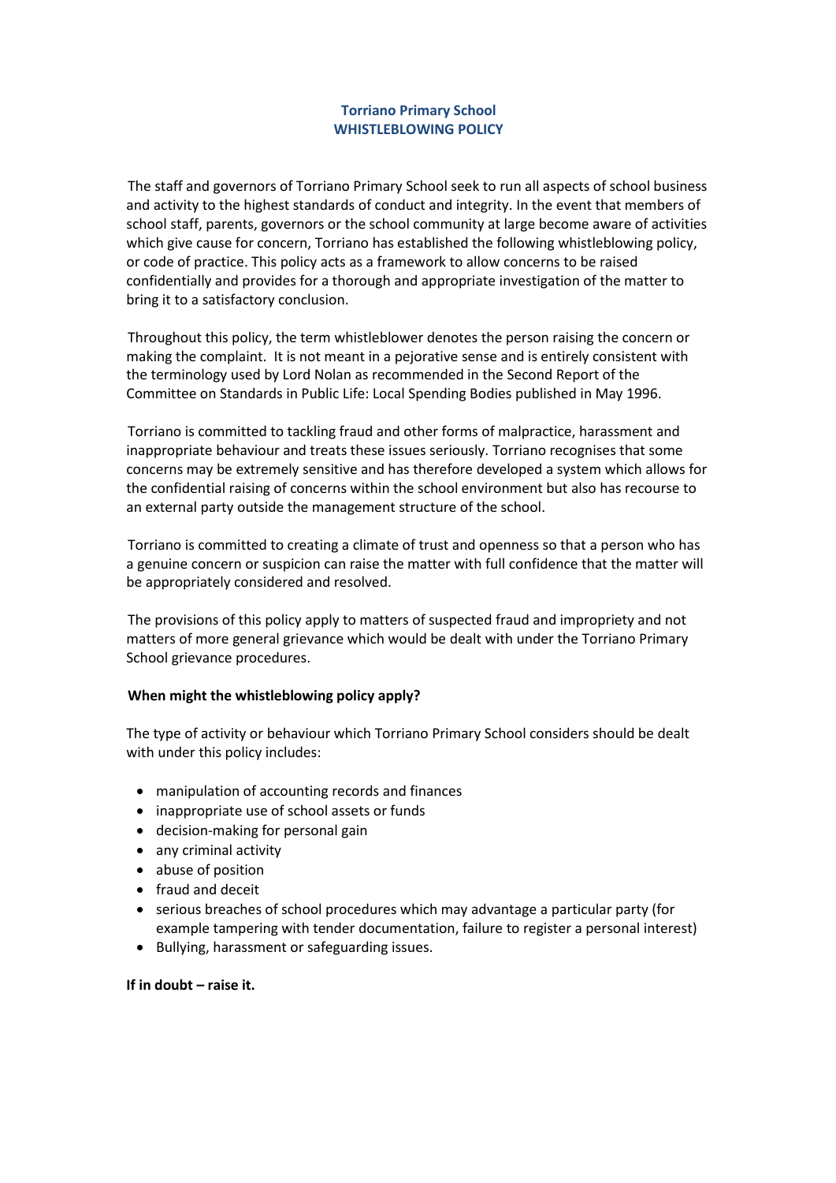# Torriano Primary School
## WHISTLEBLOWING POLICY

The staff and governors of Torriano Primary School seek to run all aspects of school business and activity to the highest standards of conduct and integrity. In the event that members of school staff, parents, governors or the school community at large become aware of activities which give cause for concern, Torriano has established the following whistleblowing policy, or code of practice. This policy acts as a framework to allow concerns to be raised confidentially and provides for a thorough and appropriate investigation of the matter to bring it to a satisfactory conclusion.

Throughout this policy, the term whistleblower denotes the person raising the concern or making the complaint. It is not meant in a pejorative sense and is entirely consistent with the terminology used by Lord Nolan as recommended in the Second Report of the Committee on Standards in Public Life: Local Spending Bodies published in May 1996.

Torriano is committed to tackling fraud and other forms of malpractice, harassment and inappropriate behaviour and treats these issues seriously. Torriano recognises that some concerns may be extremely sensitive and has therefore developed a system which allows for the confidential raising of concerns within the school environment but also has recourse to an external party outside the management structure of the school.

Torriano is committed to creating a climate of trust and openness so that a person who has a genuine concern or suspicion can raise the matter with full confidence that the matter will be appropriately considered and resolved.

The provisions of this policy apply to matters of suspected fraud and impropriety and not matters of more general grievance which would be dealt with under the Torriano Primary School grievance procedures.

### When might the whistleblowing policy apply?

The type of activity or behaviour which Torriano Primary School considers should be dealt with under this policy includes:

- manipulation of accounting records and finances
- inappropriate use of school assets or funds
- decision-making for personal gain
- any criminal activity
- abuse of position
- fraud and deceit
- serious breaches of school procedures which may advantage a particular party (for example tampering with tender documentation, failure to register a personal interest)
- Bullying, harassment or safeguarding issues.

**If in doubt – raise it.**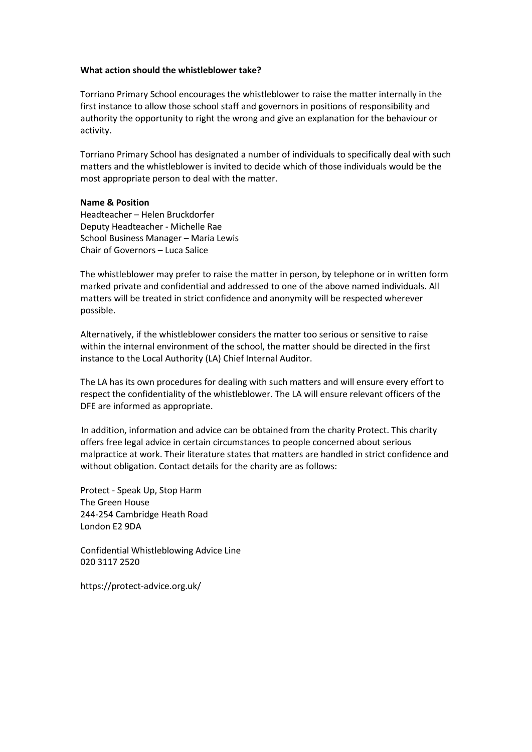**What action should the whistleblower take?**

Torriano Primary School encourages the whistleblower to raise the matter internally in the first instance to allow those school staff and governors in positions of responsibility and authority the opportunity to right the wrong and give an explanation for the behaviour or activity.

Torriano Primary School has designated a number of individuals to specifically deal with such matters and the whistleblower is invited to decide which of those individuals would be the most appropriate person to deal with the matter.

**Name & Position**

Headteacher – Helen Bruckdorfer
Deputy Headteacher - Michelle Rae
School Business Manager – Maria Lewis
Chair of Governors – Luca Salice

The whistleblower may prefer to raise the matter in person, by telephone or in written form marked private and confidential and addressed to one of the above named individuals. All matters will be treated in strict confidence and anonymity will be respected wherever possible.

Alternatively, if the whistleblower considers the matter too serious or sensitive to raise within the internal environment of the school, the matter should be directed in the first instance to the Local Authority (LA) Chief Internal Auditor.

The LA has its own procedures for dealing with such matters and will ensure every effort to respect the confidentiality of the whistleblower. The LA will ensure relevant officers of the DFE are informed as appropriate.

In addition, information and advice can be obtained from the charity Protect. This charity offers free legal advice in certain circumstances to people concerned about serious malpractice at work. Their literature states that matters are handled in strict confidence and without obligation. Contact details for the charity are as follows:

Protect - Speak Up, Stop Harm
The Green House
244-254 Cambridge Heath Road
London E2 9DA

Confidential Whistleblowing Advice Line
020 3117 2520

https://protect-advice.org.uk/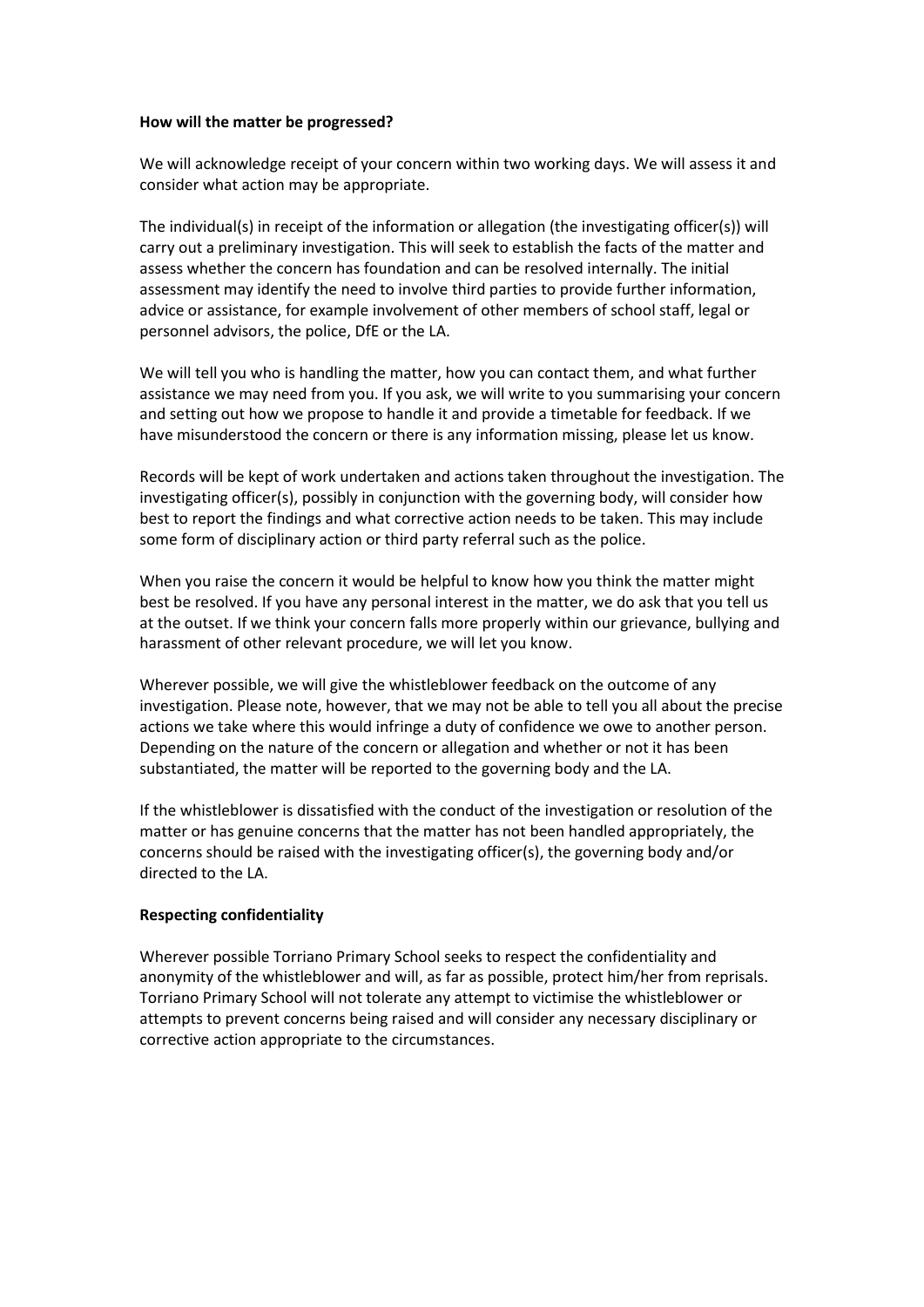**How will the matter be progressed?**

We will acknowledge receipt of your concern within two working days. We will assess it and consider what action may be appropriate.

The individual(s) in receipt of the information or allegation (the investigating officer(s)) will carry out a preliminary investigation. This will seek to establish the facts of the matter and assess whether the concern has foundation and can be resolved internally. The initial assessment may identify the need to involve third parties to provide further information, advice or assistance, for example involvement of other members of school staff, legal or personnel advisors, the police, DfE or the LA.

We will tell you who is handling the matter, how you can contact them, and what further assistance we may need from you. If you ask, we will write to you summarising your concern and setting out how we propose to handle it and provide a timetable for feedback. If we have misunderstood the concern or there is any information missing, please let us know.

Records will be kept of work undertaken and actions taken throughout the investigation. The investigating officer(s), possibly in conjunction with the governing body, will consider how best to report the findings and what corrective action needs to be taken. This may include some form of disciplinary action or third party referral such as the police.

When you raise the concern it would be helpful to know how you think the matter might best be resolved. If you have any personal interest in the matter, we do ask that you tell us at the outset. If we think your concern falls more properly within our grievance, bullying and harassment of other relevant procedure, we will let you know.

Wherever possible, we will give the whistleblower feedback on the outcome of any investigation. Please note, however, that we may not be able to tell you all about the precise actions we take where this would infringe a duty of confidence we owe to another person. Depending on the nature of the concern or allegation and whether or not it has been substantiated, the matter will be reported to the governing body and the LA.

If the whistleblower is dissatisfied with the conduct of the investigation or resolution of the matter or has genuine concerns that the matter has not been handled appropriately, the concerns should be raised with the investigating officer(s), the governing body and/or directed to the LA.

**Respecting confidentiality**

Wherever possible Torriano Primary School seeks to respect the confidentiality and anonymity of the whistleblower and will, as far as possible, protect him/her from reprisals. Torriano Primary School will not tolerate any attempt to victimise the whistleblower or attempts to prevent concerns being raised and will consider any necessary disciplinary or corrective action appropriate to the circumstances.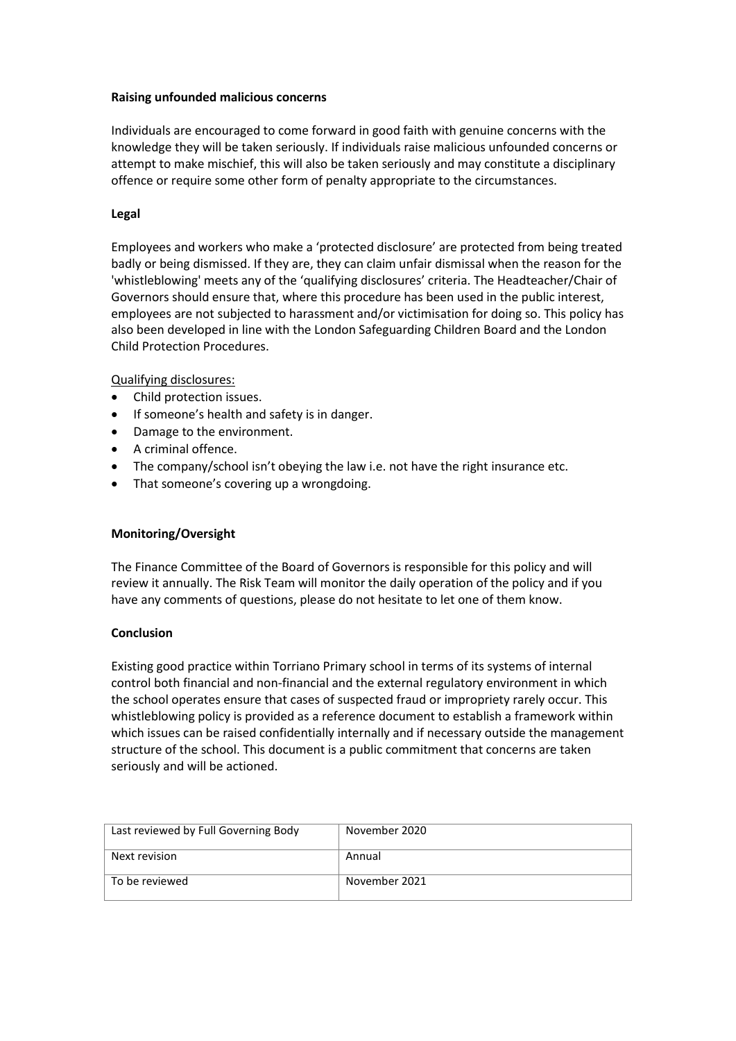**Raising unfounded malicious concerns**

Individuals are encouraged to come forward in good faith with genuine concerns with the knowledge they will be taken seriously. If individuals raise malicious unfounded concerns or attempt to make mischief, this will also be taken seriously and may constitute a disciplinary offence or require some other form of penalty appropriate to the circumstances.

**Legal**

Employees and workers who make a 'protected disclosure' are protected from being treated badly or being dismissed. If they are, they can claim unfair dismissal when the reason for the 'whistleblowing' meets any of the 'qualifying disclosures' criteria. The Headteacher/Chair of Governors should ensure that, where this procedure has been used in the public interest, employees are not subjected to harassment and/or victimisation for doing so. This policy has also been developed in line with the London Safeguarding Children Board and the London Child Protection Procedures.

Qualifying disclosures:

- Child protection issues.
- If someone's health and safety is in danger.
- Damage to the environment.
- A criminal offence.
- The company/school isn't obeying the law i.e. not have the right insurance etc.
- That someone's covering up a wrongdoing.

**Monitoring/Oversight**

The Finance Committee of the Board of Governors is responsible for this policy and will review it annually. The Risk Team will monitor the daily operation of the policy and if you have any comments of questions, please do not hesitate to let one of them know.

**Conclusion**

Existing good practice within Torriano Primary school in terms of its systems of internal control both financial and non-financial and the external regulatory environment in which the school operates ensure that cases of suspected fraud or impropriety rarely occur. This whistleblowing policy is provided as a reference document to establish a framework within which issues can be raised confidentially internally and if necessary outside the management structure of the school. This document is a public commitment that concerns are taken seriously and will be actioned.

| | |
|---|---|
| Last reviewed by Full Governing Body | November 2020 |
| Next revision | Annual |
| To be reviewed | November 2021 |